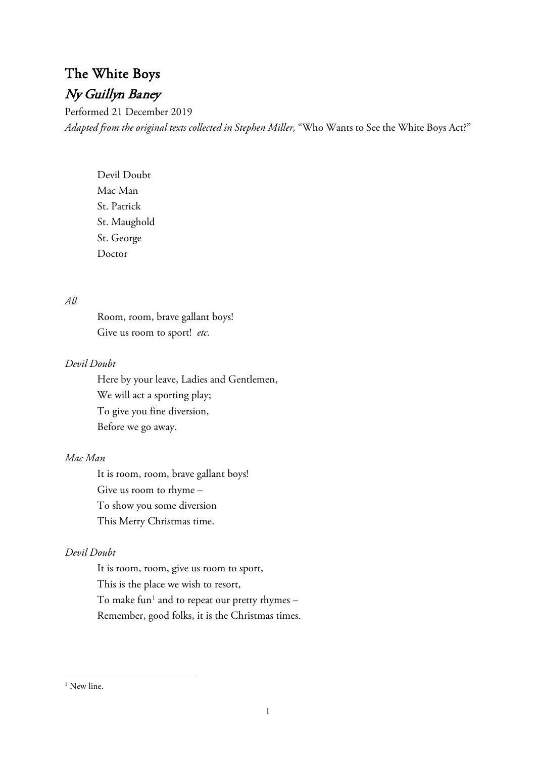# The White Boys

## *Ny Guillyn Baney*

Performed 21 December 2019

*Adapted from the original texts collected in Stephen Miller,* "Who Wants to See the White Boys Act?"

Devil Doubt  
Mac Man  
St. Patrick  
St. Maughold  
St. George  
Doctor

*All*

Room, room, brave gallant boys!  
Give us room to sport! *etc.*

*Devil Doubt*

Here by your leave, Ladies and Gentlemen,  
We will act a sporting play;  
To give you fine diversion,  
Before we go away.

*Mac Man*

It is room, room, brave gallant boys!  
Give us room to rhyme –  
To show you some diversion  
This Merry Christmas time.

*Devil Doubt*

It is room, room, give us room to sport,  
This is the place we wish to resort,  
To make fun[1] and to repeat our pretty rhymes –  
Remember, good folks, it is the Christmas times.

[1] New line.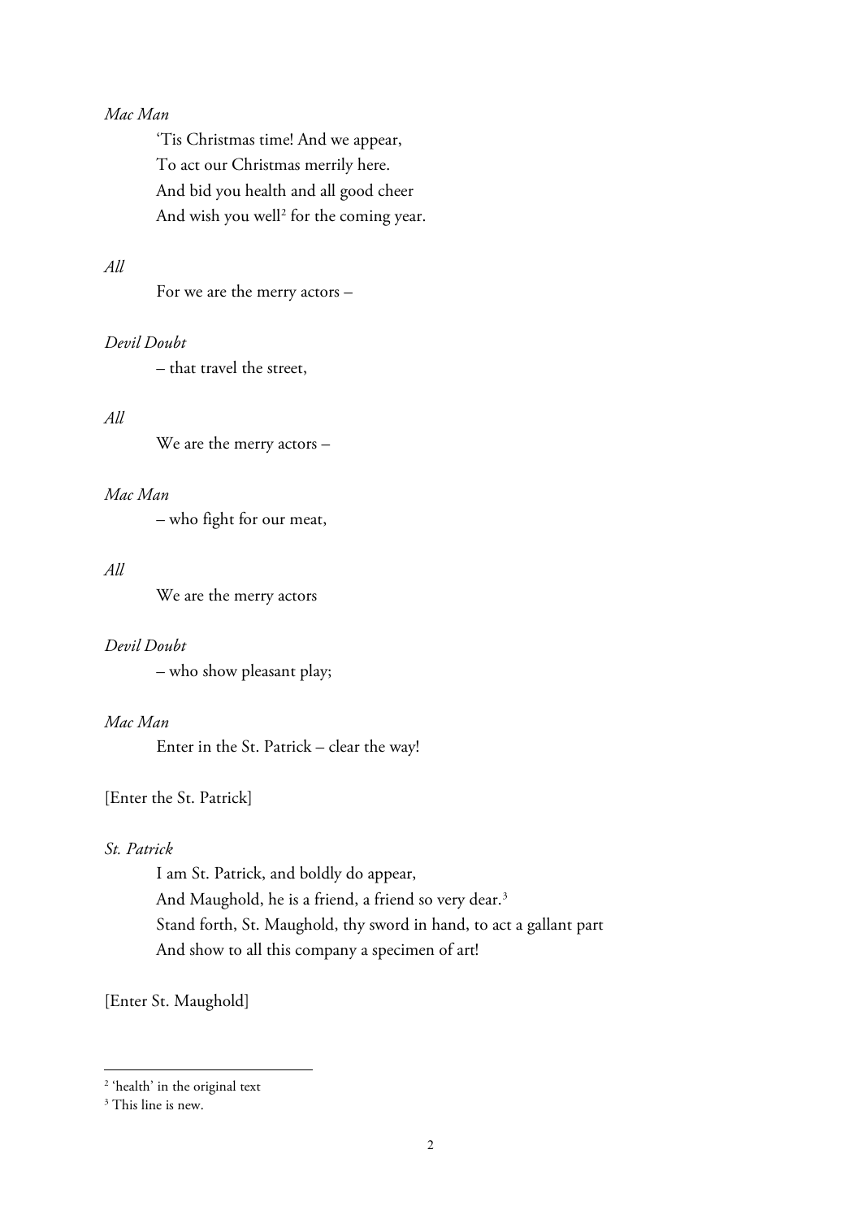*Mac Man*

'Tis Christmas time! And we appear,
To act our Christmas merrily here.
And bid you health and all good cheer
And wish you well[2] for the coming year.

*All*

For we are the merry actors –

*Devil Doubt*

– that travel the street,

*All*

We are the merry actors –

*Mac Man*

– who fight for our meat,

*All*

We are the merry actors

*Devil Doubt*

– who show pleasant play;

*Mac Man*

Enter in the St. Patrick – clear the way!

[Enter the St. Patrick]

*St. Patrick*

I am St. Patrick, and boldly do appear,
And Maughold, he is a friend, a friend so very dear.[3]
Stand forth, St. Maughold, thy sword in hand, to act a gallant part
And show to all this company a specimen of art!

[Enter St. Maughold]

---

[2] 'health' in the original text

[3] This line is new.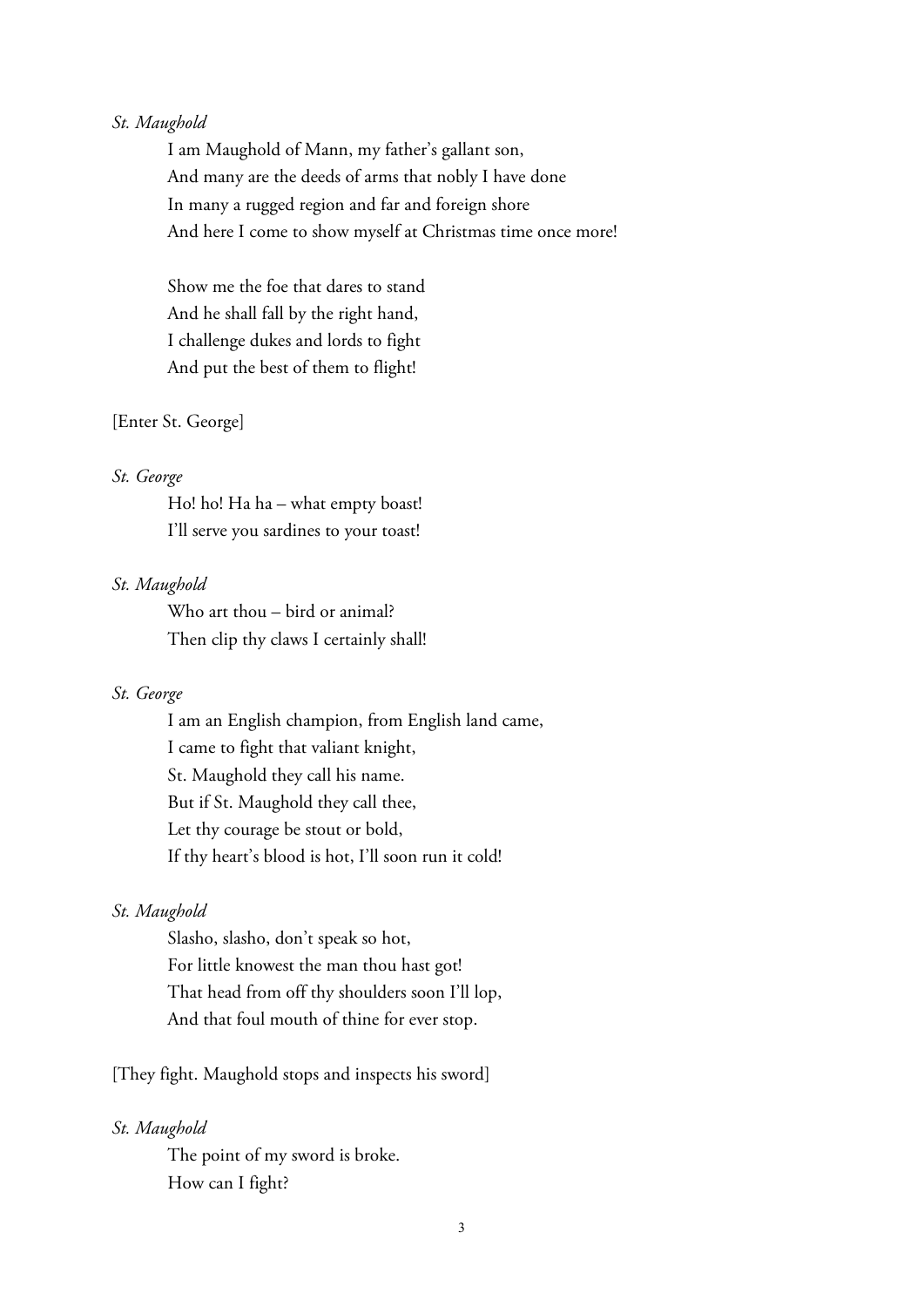*St. Maughold*

I am Maughold of Mann, my father's gallant son,
And many are the deeds of arms that nobly I have done
In many a rugged region and far and foreign shore
And here I come to show myself at Christmas time once more!

Show me the foe that dares to stand
And he shall fall by the right hand,
I challenge dukes and lords to fight
And put the best of them to flight!

[Enter St. George]

*St. George*

Ho! ho! Ha ha – what empty boast!
I'll serve you sardines to your toast!

*St. Maughold*

Who art thou – bird or animal?
Then clip thy claws I certainly shall!

*St. George*

I am an English champion, from English land came,
I came to fight that valiant knight,
St. Maughold they call his name.
But if St. Maughold they call thee,
Let thy courage be stout or bold,
If thy heart's blood is hot, I'll soon run it cold!

*St. Maughold*

Slasho, slasho, don't speak so hot,
For little knowest the man thou hast got!
That head from off thy shoulders soon I'll lop,
And that foul mouth of thine for ever stop.

[They fight. Maughold stops and inspects his sword]

*St. Maughold*

The point of my sword is broke.
How can I fight?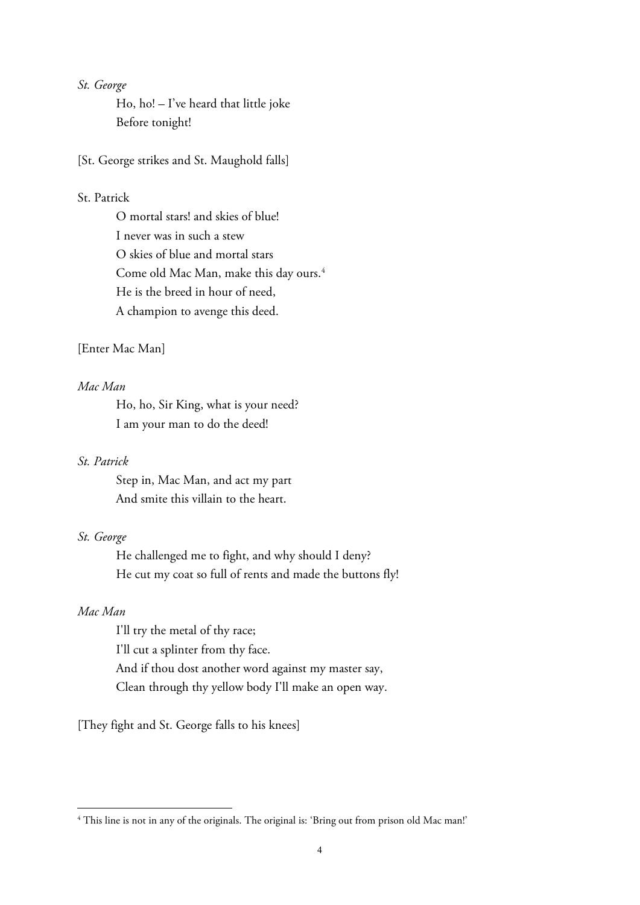*St. George*

Ho, ho! – I've heard that little joke
Before tonight!

[St. George strikes and St. Maughold falls]

St. Patrick

O mortal stars! and skies of blue!
I never was in such a stew
O skies of blue and mortal stars
Come old Mac Man, make this day ours.[4]
He is the breed in hour of need,
A champion to avenge this deed.

[Enter Mac Man]

*Mac Man*

Ho, ho, Sir King, what is your need?
I am your man to do the deed!

*St. Patrick*

Step in, Mac Man, and act my part
And smite this villain to the heart.

*St. George*

He challenged me to fight, and why should I deny?
He cut my coat so full of rents and made the buttons fly!

*Mac Man*

I'll try the metal of thy race;
I'll cut a splinter from thy face.
And if thou dost another word against my master say,
Clean through thy yellow body I'll make an open way.

[They fight and St. George falls to his knees]

---

[4] This line is not in any of the originals. The original is: 'Bring out from prison old Mac man!'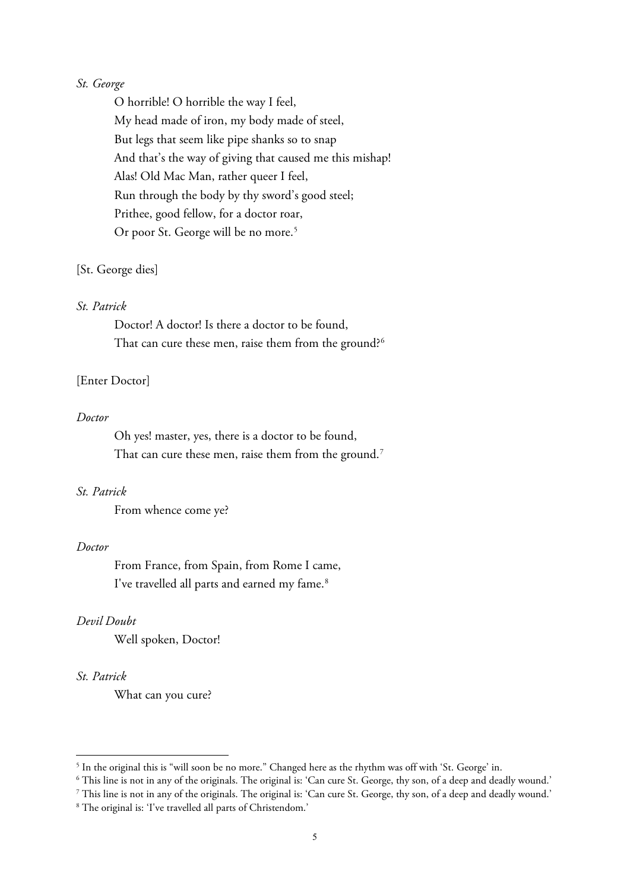*St. George*

O horrible! O horrible the way I feel,
My head made of iron, my body made of steel,
But legs that seem like pipe shanks so to snap
And that's the way of giving that caused me this mishap!
Alas! Old Mac Man, rather queer I feel,
Run through the body by thy sword's good steel;
Prithee, good fellow, for a doctor roar,
Or poor St. George will be no more.[5]

[St. George dies]

*St. Patrick*

Doctor! A doctor! Is there a doctor to be found,
That can cure these men, raise them from the ground?[6]

[Enter Doctor]

*Doctor*

Oh yes! master, yes, there is a doctor to be found,
That can cure these men, raise them from the ground.[7]

*St. Patrick*

From whence come ye?

*Doctor*

From France, from Spain, from Rome I came,
I've travelled all parts and earned my fame.[8]

*Devil Doubt*

Well spoken, Doctor!

*St. Patrick*

What can you cure?

---

[5] In the original this is "will soon be no more." Changed here as the rhythm was off with 'St. George' in.

[6] This line is not in any of the originals. The original is: 'Can cure St. George, thy son, of a deep and deadly wound.'

[7] This line is not in any of the originals. The original is: 'Can cure St. George, thy son, of a deep and deadly wound.'

[8] The original is: 'I've travelled all parts of Christendom.'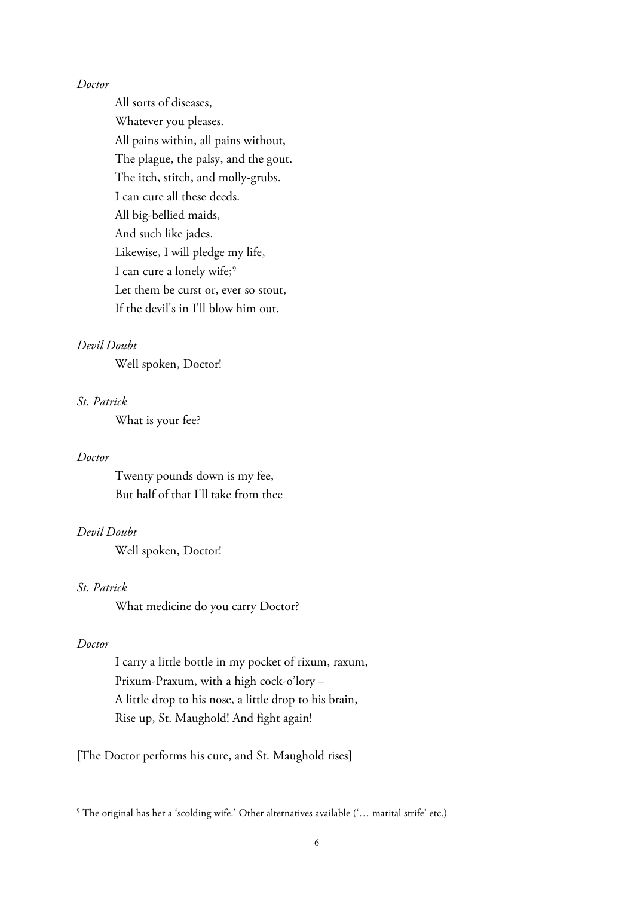*Doctor*

All sorts of diseases,
Whatever you pleases.
All pains within, all pains without,
The plague, the palsy, and the gout.
The itch, stitch, and molly-grubs.
I can cure all these deeds.
All big-bellied maids,
And such like jades.
Likewise, I will pledge my life,
I can cure a lonely wife;[9]
Let them be curst or, ever so stout,
If the devil's in I'll blow him out.

*Devil Doubt*

Well spoken, Doctor!

*St. Patrick*

What is your fee?

*Doctor*

Twenty pounds down is my fee,
But half of that I'll take from thee

*Devil Doubt*

Well spoken, Doctor!

*St. Patrick*

What medicine do you carry Doctor?

*Doctor*

I carry a little bottle in my pocket of rixum, raxum,
Prixum-Praxum, with a high cock-o'lory –
A little drop to his nose, a little drop to his brain,
Rise up, St. Maughold! And fight again!

[The Doctor performs his cure, and St. Maughold rises]

---

[9] The original has her a 'scolding wife.' Other alternatives available ('… marital strife' etc.)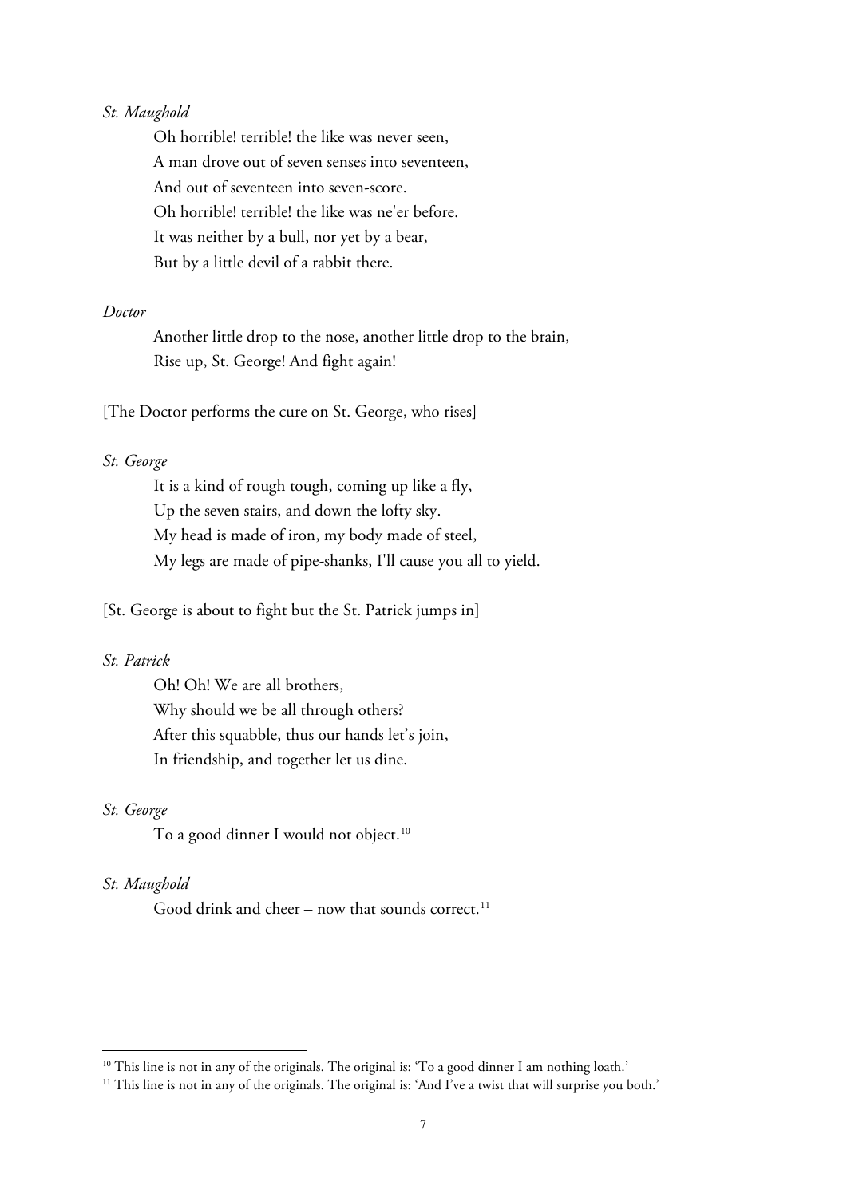*St. Maughold*

Oh horrible! terrible! the like was never seen,
A man drove out of seven senses into seventeen,
And out of seventeen into seven-score.
Oh horrible! terrible! the like was ne'er before.
It was neither by a bull, nor yet by a bear,
But by a little devil of a rabbit there.

*Doctor*

Another little drop to the nose, another little drop to the brain,
Rise up, St. George! And fight again!

[The Doctor performs the cure on St. George, who rises]

*St. George*

It is a kind of rough tough, coming up like a fly,
Up the seven stairs, and down the lofty sky.
My head is made of iron, my body made of steel,
My legs are made of pipe-shanks, I'll cause you all to yield.

[St. George is about to fight but the St. Patrick jumps in]

*St. Patrick*

Oh! Oh! We are all brothers,
Why should we be all through others?
After this squabble, thus our hands let's join,
In friendship, and together let us dine.

*St. George*

To a good dinner I would not object.[10]

*St. Maughold*

Good drink and cheer – now that sounds correct.[11]

---

[10] This line is not in any of the originals. The original is: 'To a good dinner I am nothing loath.'

[11] This line is not in any of the originals. The original is: 'And I've a twist that will surprise you both.'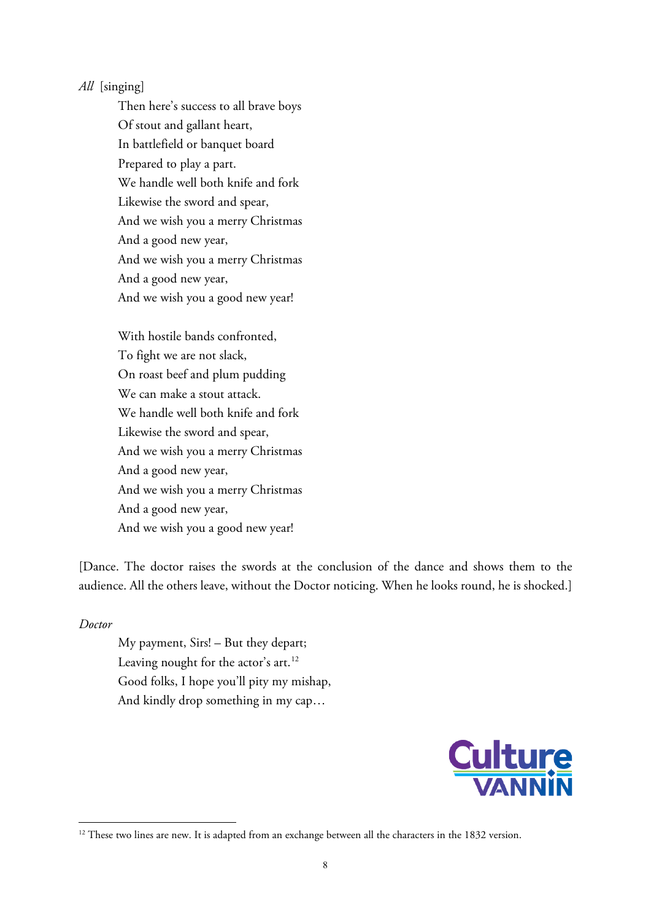*All* [singing]

Then here's success to all brave boys
Of stout and gallant heart,
In battlefield or banquet board
Prepared to play a part.
We handle well both knife and fork
Likewise the sword and spear,
And we wish you a merry Christmas
And a good new year,
And we wish you a merry Christmas
And a good new year,
And we wish you a good new year!

With hostile bands confronted,
To fight we are not slack,
On roast beef and plum pudding
We can make a stout attack.
We handle well both knife and fork
Likewise the sword and spear,
And we wish you a merry Christmas
And a good new year,
And we wish you a merry Christmas
And a good new year,
And we wish you a good new year!

[Dance. The doctor raises the swords at the conclusion of the dance and shows them to the audience. All the others leave, without the Doctor noticing. When he looks round, he is shocked.]

*Doctor*

My payment, Sirs! – But they depart;
Leaving nought for the actor's art.[12]
Good folks, I hope you'll pity my mishap,
And kindly drop something in my cap…

Culture VANNIN

[12] These two lines are new. It is adapted from an exchange between all the characters in the 1832 version.